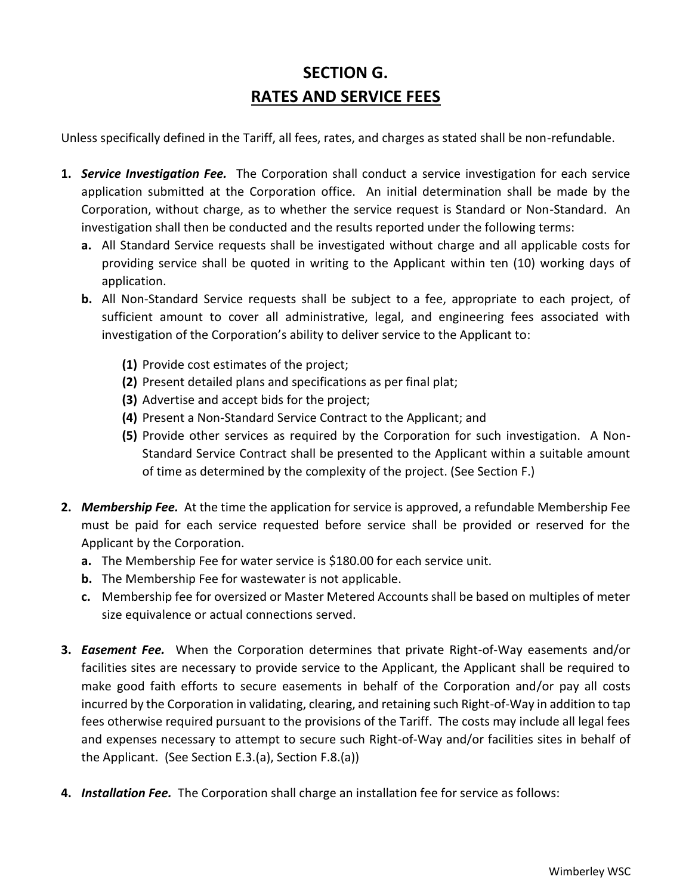# SECTION G.

## RATES AND SERVICE FEES

Unless specifically defined in the Tariff, all fees, rates, and charges as stated shall be non-refundable.

1. ***Service Investigation Fee.*** The Corporation shall conduct a service investigation for each service application submitted at the Corporation office. An initial determination shall be made by the Corporation, without charge, as to whether the service request is Standard or Non-Standard. An investigation shall then be conducted and the results reported under the following terms:
   - **a.** All Standard Service requests shall be investigated without charge and all applicable costs for providing service shall be quoted in writing to the Applicant within ten (10) working days of application.
   - **b.** All Non-Standard Service requests shall be subject to a fee, appropriate to each project, of sufficient amount to cover all administrative, legal, and engineering fees associated with investigation of the Corporation's ability to deliver service to the Applicant to:
     - **(1)** Provide cost estimates of the project;
     - **(2)** Present detailed plans and specifications as per final plat;
     - **(3)** Advertise and accept bids for the project;
     - **(4)** Present a Non-Standard Service Contract to the Applicant; and
     - **(5)** Provide other services as required by the Corporation for such investigation. A Non-Standard Service Contract shall be presented to the Applicant within a suitable amount of time as determined by the complexity of the project. (See Section F.)

2. ***Membership Fee.*** At the time the application for service is approved, a refundable Membership Fee must be paid for each service requested before service shall be provided or reserved for the Applicant by the Corporation.
   - **a.** The Membership Fee for water service is $180.00 for each service unit.
   - **b.** The Membership Fee for wastewater is not applicable.
   - **c.** Membership fee for oversized or Master Metered Accounts shall be based on multiples of meter size equivalence or actual connections served.

3. ***Easement Fee.*** When the Corporation determines that private Right-of-Way easements and/or facilities sites are necessary to provide service to the Applicant, the Applicant shall be required to make good faith efforts to secure easements in behalf of the Corporation and/or pay all costs incurred by the Corporation in validating, clearing, and retaining such Right-of-Way in addition to tap fees otherwise required pursuant to the provisions of the Tariff. The costs may include all legal fees and expenses necessary to attempt to secure such Right-of-Way and/or facilities sites in behalf of the Applicant. (See Section E.3.(a), Section F.8.(a))

4. ***Installation Fee.*** The Corporation shall charge an installation fee for service as follows: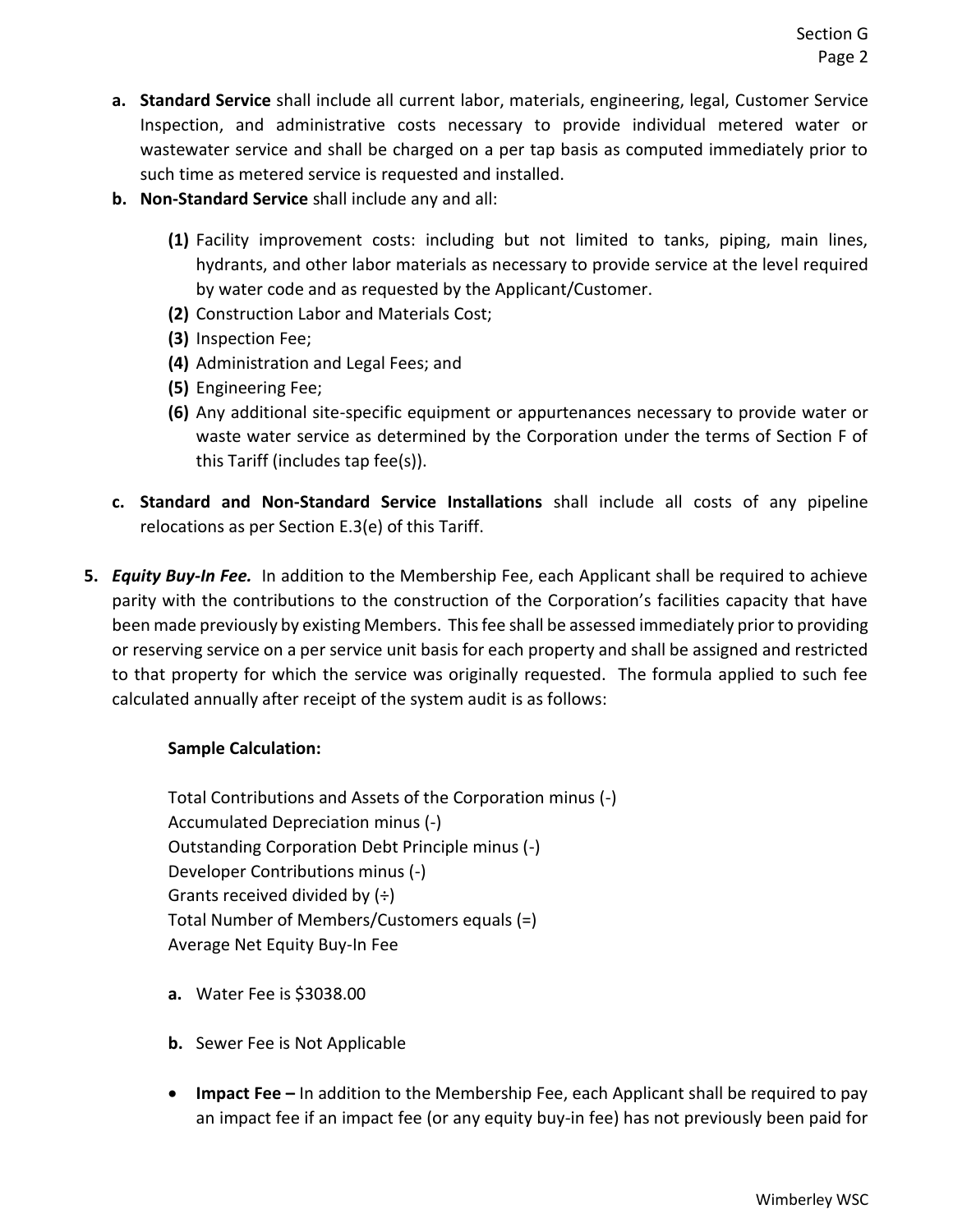a. **Standard Service** shall include all current labor, materials, engineering, legal, Customer Service Inspection, and administrative costs necessary to provide individual metered water or wastewater service and shall be charged on a per tap basis as computed immediately prior to such time as metered service is requested and installed.

b. **Non-Standard Service** shall include any and all:

   **(1)** Facility improvement costs: including but not limited to tanks, piping, main lines, hydrants, and other labor materials as necessary to provide service at the level required by water code and as requested by the Applicant/Customer.
   **(2)** Construction Labor and Materials Cost;
   **(3)** Inspection Fee;
   **(4)** Administration and Legal Fees; and
   **(5)** Engineering Fee;
   **(6)** Any additional site-specific equipment or appurtenances necessary to provide water or waste water service as determined by the Corporation under the terms of Section F of this Tariff (includes tap fee(s)).

c. **Standard and Non-Standard Service Installations** shall include all costs of any pipeline relocations as per Section E.3(e) of this Tariff.

5. ***Equity Buy-In Fee.*** In addition to the Membership Fee, each Applicant shall be required to achieve parity with the contributions to the construction of the Corporation's facilities capacity that have been made previously by existing Members. This fee shall be assessed immediately prior to providing or reserving service on a per service unit basis for each property and shall be assigned and restricted to that property for which the service was originally requested. The formula applied to such fee calculated annually after receipt of the system audit is as follows:

   **Sample Calculation:**

   Total Contributions and Assets of the Corporation minus (-)
   Accumulated Depreciation minus (-)
   Outstanding Corporation Debt Principle minus (-)
   Developer Contributions minus (-)
   Grants received divided by (÷)
   Total Number of Members/Customers equals (=)
   Average Net Equity Buy-In Fee

   a. Water Fee is $3038.00

   b. Sewer Fee is Not Applicable

   - **Impact Fee –** In addition to the Membership Fee, each Applicant shall be required to pay an impact fee if an impact fee (or any equity buy-in fee) has not previously been paid for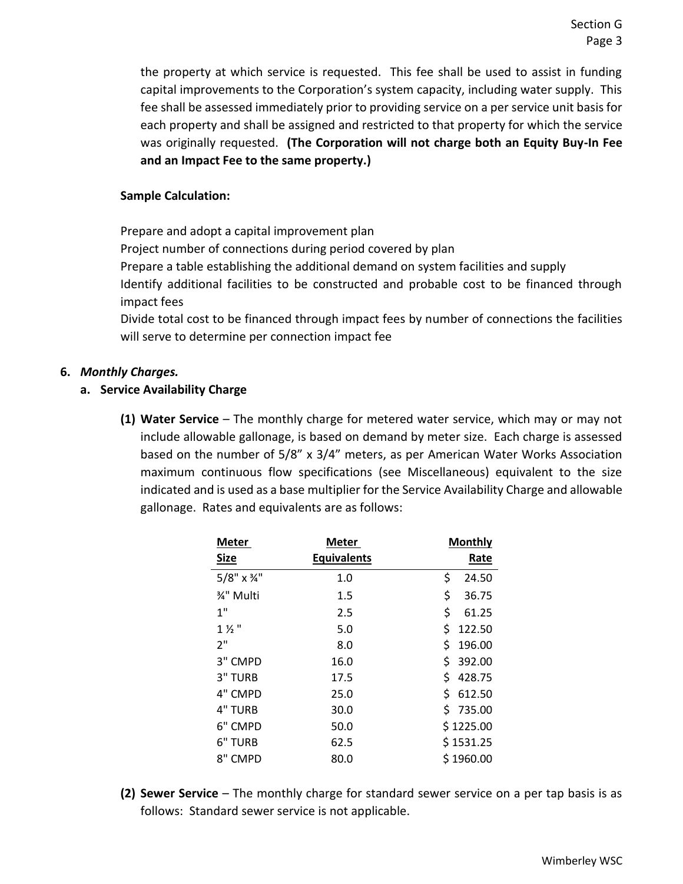the property at which service is requested. This fee shall be used to assist in funding capital improvements to the Corporation's system capacity, including water supply. This fee shall be assessed immediately prior to providing service on a per service unit basis for each property and shall be assigned and restricted to that property for which the service was originally requested. **(The Corporation will not charge both an Equity Buy-In Fee and an Impact Fee to the same property.)**

**Sample Calculation:**

Prepare and adopt a capital improvement plan
Project number of connections during period covered by plan
Prepare a table establishing the additional demand on system facilities and supply
Identify additional facilities to be constructed and probable cost to be financed through impact fees
Divide total cost to be financed through impact fees by number of connections the facilities will serve to determine per connection impact fee

**6. *Monthly Charges.***

**a. Service Availability Charge**

**(1) Water Service** – The monthly charge for metered water service, which may or may not include allowable gallonage, is based on demand by meter size. Each charge is assessed based on the number of 5/8" x 3/4" meters, as per American Water Works Association maximum continuous flow specifications (see Miscellaneous) equivalent to the size indicated and is used as a base multiplier for the Service Availability Charge and allowable gallonage. Rates and equivalents are as follows:

| Meter Size | Meter Equivalents | Monthly Rate |
|---|---|---|
| 5/8" x ¾" | 1.0 | $ 24.50 |
| ¾" Multi | 1.5 | $ 36.75 |
| 1" | 2.5 | $ 61.25 |
| 1 ½ " | 5.0 | $ 122.50 |
| 2" | 8.0 | $ 196.00 |
| 3" CMPD | 16.0 | $ 392.00 |
| 3" TURB | 17.5 | $ 428.75 |
| 4" CMPD | 25.0 | $ 612.50 |
| 4" TURB | 30.0 | $ 735.00 |
| 6" CMPD | 50.0 | $ 1225.00 |
| 6" TURB | 62.5 | $ 1531.25 |
| 8" CMPD | 80.0 | $ 1960.00 |

**(2) Sewer Service** – The monthly charge for standard sewer service on a per tap basis is as follows: Standard sewer service is not applicable.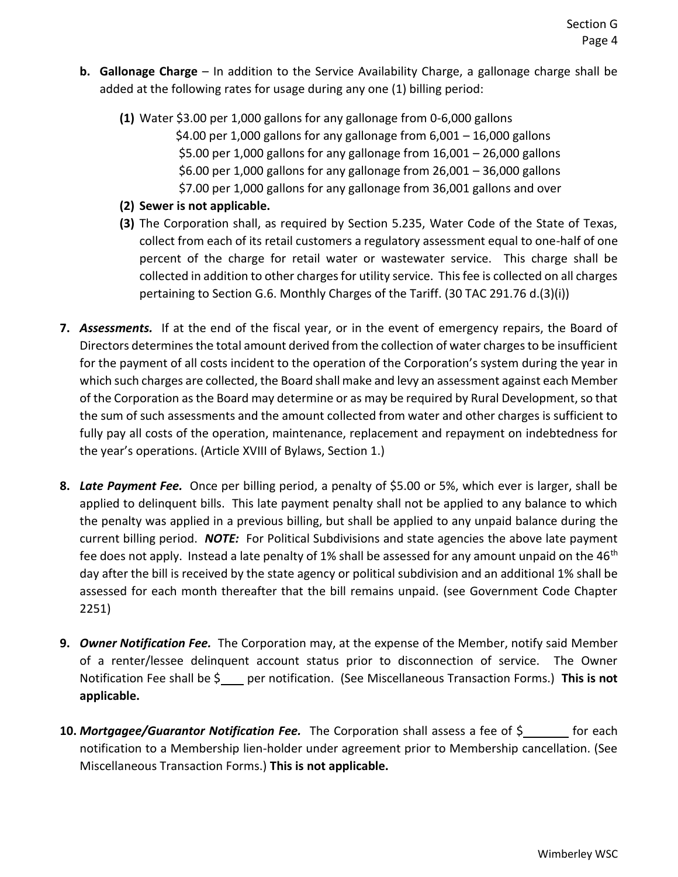- **b. Gallonage Charge** – In addition to the Service Availability Charge, a gallonage charge shall be added at the following rates for usage during any one (1) billing period:

  - **(1)** Water $3.00 per 1,000 gallons for any gallonage from 0-6,000 gallons
    $4.00 per 1,000 gallons for any gallonage from 6,001 – 16,000 gallons
    $5.00 per 1,000 gallons for any gallonage from 16,001 – 26,000 gallons
    $6.00 per 1,000 gallons for any gallonage from 26,001 – 36,000 gallons
    $7.00 per 1,000 gallons for any gallonage from 36,001 gallons and over
  - **(2) Sewer is not applicable.**
  - **(3)** The Corporation shall, as required by Section 5.235, Water Code of the State of Texas, collect from each of its retail customers a regulatory assessment equal to one-half of one percent of the charge for retail water or wastewater service. This charge shall be collected in addition to other charges for utility service. This fee is collected on all charges pertaining to Section G.6. Monthly Charges of the Tariff. (30 TAC 291.76 d.(3)(i))

**7.** ***Assessments.*** If at the end of the fiscal year, or in the event of emergency repairs, the Board of Directors determines the total amount derived from the collection of water charges to be insufficient for the payment of all costs incident to the operation of the Corporation's system during the year in which such charges are collected, the Board shall make and levy an assessment against each Member of the Corporation as the Board may determine or as may be required by Rural Development, so that the sum of such assessments and the amount collected from water and other charges is sufficient to fully pay all costs of the operation, maintenance, replacement and repayment on indebtedness for the year's operations. (Article XVIII of Bylaws, Section 1.)

**8.** ***Late Payment Fee.*** Once per billing period, a penalty of $5.00 or 5%, which ever is larger, shall be applied to delinquent bills. This late payment penalty shall not be applied to any balance to which the penalty was applied in a previous billing, but shall be applied to any unpaid balance during the current billing period. ***NOTE:*** For Political Subdivisions and state agencies the above late payment fee does not apply. Instead a late penalty of 1% shall be assessed for any amount unpaid on the 46th day after the bill is received by the state agency or political subdivision and an additional 1% shall be assessed for each month thereafter that the bill remains unpaid. (see Government Code Chapter 2251)

**9.** ***Owner Notification Fee.*** The Corporation may, at the expense of the Member, notify said Member of a renter/lessee delinquent account status prior to disconnection of service. The Owner Notification Fee shall be $\_\_\_\_ per notification. (See Miscellaneous Transaction Forms.) **This is not applicable.**

**10.** ***Mortgagee/Guarantor Notification Fee.*** The Corporation shall assess a fee of $\_\_\_\_\_\_\_ for each notification to a Membership lien-holder under agreement prior to Membership cancellation. (See Miscellaneous Transaction Forms.) **This is not applicable.**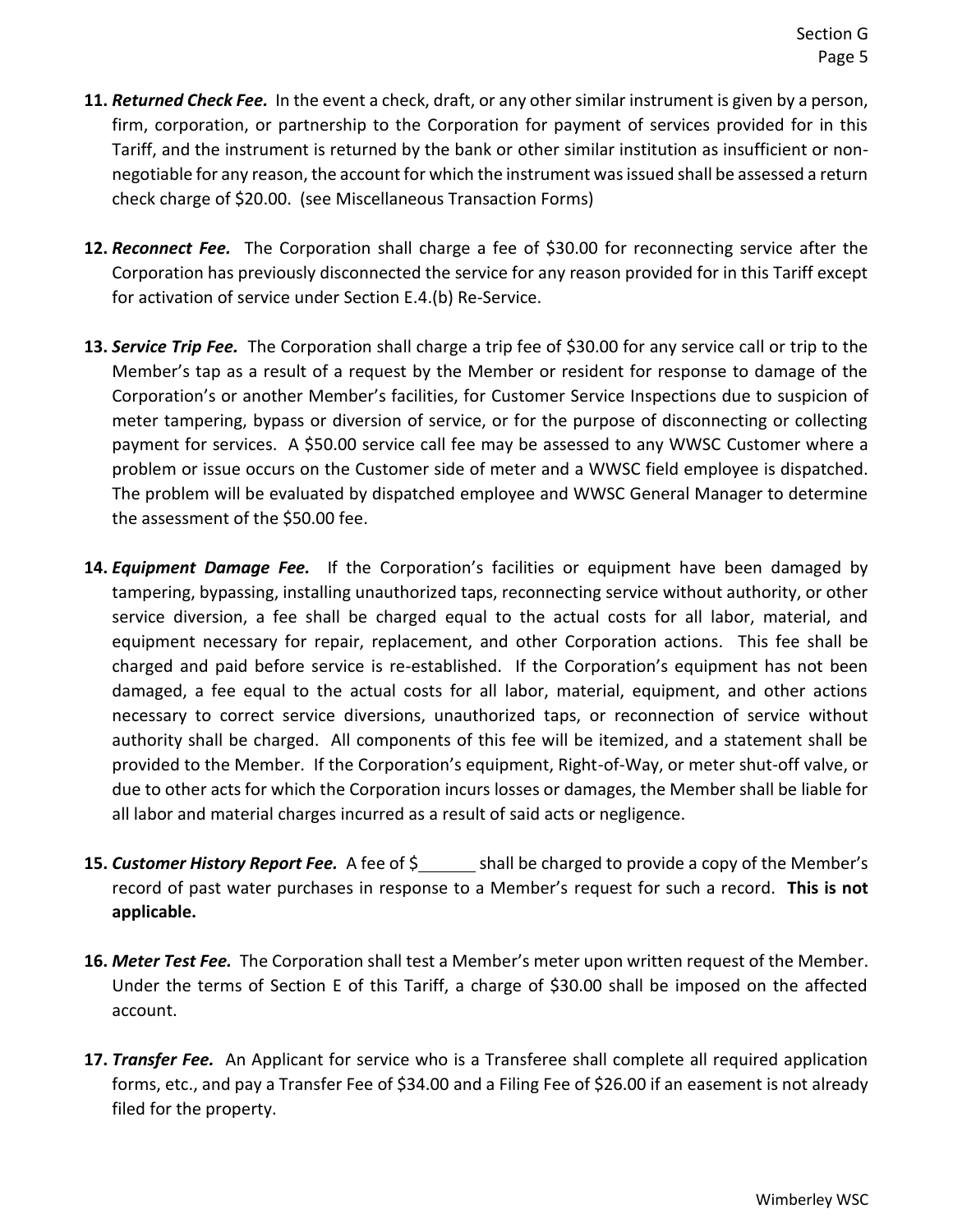**11.** ***Returned Check Fee.*** In the event a check, draft, or any other similar instrument is given by a person, firm, corporation, or partnership to the Corporation for payment of services provided for in this Tariff, and the instrument is returned by the bank or other similar institution as insufficient or non-negotiable for any reason, the account for which the instrument was issued shall be assessed a return check charge of $20.00. (see Miscellaneous Transaction Forms)

**12.** ***Reconnect Fee.*** The Corporation shall charge a fee of $30.00 for reconnecting service after the Corporation has previously disconnected the service for any reason provided for in this Tariff except for activation of service under Section E.4.(b) Re-Service.

**13.** ***Service Trip Fee.*** The Corporation shall charge a trip fee of $30.00 for any service call or trip to the Member's tap as a result of a request by the Member or resident for response to damage of the Corporation's or another Member's facilities, for Customer Service Inspections due to suspicion of meter tampering, bypass or diversion of service, or for the purpose of disconnecting or collecting payment for services. A $50.00 service call fee may be assessed to any WWSC Customer where a problem or issue occurs on the Customer side of meter and a WWSC field employee is dispatched. The problem will be evaluated by dispatched employee and WWSC General Manager to determine the assessment of the $50.00 fee.

**14.** ***Equipment Damage Fee.*** If the Corporation's facilities or equipment have been damaged by tampering, bypassing, installing unauthorized taps, reconnecting service without authority, or other service diversion, a fee shall be charged equal to the actual costs for all labor, material, and equipment necessary for repair, replacement, and other Corporation actions. This fee shall be charged and paid before service is re-established. If the Corporation's equipment has not been damaged, a fee equal to the actual costs for all labor, material, equipment, and other actions necessary to correct service diversions, unauthorized taps, or reconnection of service without authority shall be charged. All components of this fee will be itemized, and a statement shall be provided to the Member. If the Corporation's equipment, Right-of-Way, or meter shut-off valve, or due to other acts for which the Corporation incurs losses or damages, the Member shall be liable for all labor and material charges incurred as a result of said acts or negligence.

**15.** ***Customer History Report Fee.*** A fee of $______ shall be charged to provide a copy of the Member's record of past water purchases in response to a Member's request for such a record. **This is not applicable.**

**16.** ***Meter Test Fee.*** The Corporation shall test a Member's meter upon written request of the Member. Under the terms of Section E of this Tariff, a charge of $30.00 shall be imposed on the affected account.

**17.** ***Transfer Fee.*** An Applicant for service who is a Transferee shall complete all required application forms, etc., and pay a Transfer Fee of $34.00 and a Filing Fee of $26.00 if an easement is not already filed for the property.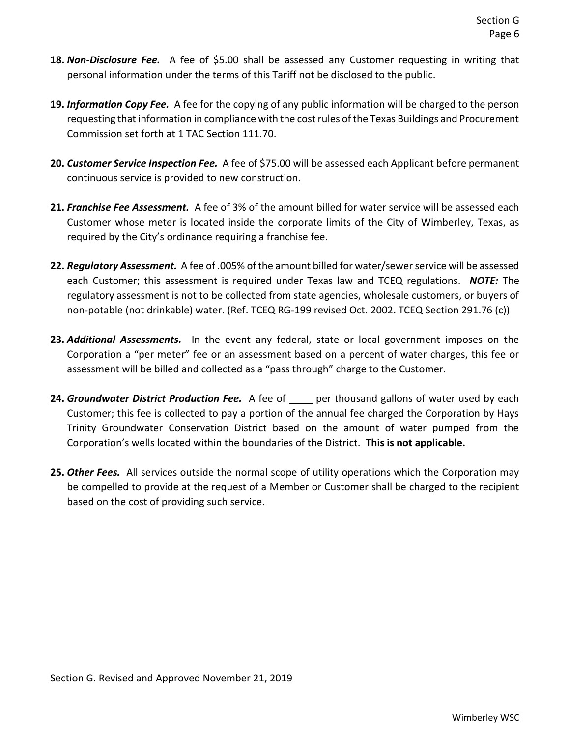18. ***Non-Disclosure Fee.*** A fee of $5.00 shall be assessed any Customer requesting in writing that personal information under the terms of this Tariff not be disclosed to the public.

19. ***Information Copy Fee.*** A fee for the copying of any public information will be charged to the person requesting that information in compliance with the cost rules of the Texas Buildings and Procurement Commission set forth at 1 TAC Section 111.70.

20. ***Customer Service Inspection Fee.*** A fee of $75.00 will be assessed each Applicant before permanent continuous service is provided to new construction.

21. ***Franchise Fee Assessment.*** A fee of 3% of the amount billed for water service will be assessed each Customer whose meter is located inside the corporate limits of the City of Wimberley, Texas, as required by the City's ordinance requiring a franchise fee.

22. ***Regulatory Assessment.*** A fee of .005% of the amount billed for water/sewer service will be assessed each Customer; this assessment is required under Texas law and TCEQ regulations. ***NOTE:*** The regulatory assessment is not to be collected from state agencies, wholesale customers, or buyers of non-potable (not drinkable) water. (Ref. TCEQ RG-199 revised Oct. 2002. TCEQ Section 291.76 (c))

23. ***Additional Assessments.*** In the event any federal, state or local government imposes on the Corporation a "per meter" fee or an assessment based on a percent of water charges, this fee or assessment will be billed and collected as a "pass through" charge to the Customer.

24. ***Groundwater District Production Fee.*** A fee of ____ per thousand gallons of water used by each Customer; this fee is collected to pay a portion of the annual fee charged the Corporation by Hays Trinity Groundwater Conservation District based on the amount of water pumped from the Corporation's wells located within the boundaries of the District. **This is not applicable.**

25. ***Other Fees.*** All services outside the normal scope of utility operations which the Corporation may be compelled to provide at the request of a Member or Customer shall be charged to the recipient based on the cost of providing such service.

Section G. Revised and Approved November 21, 2019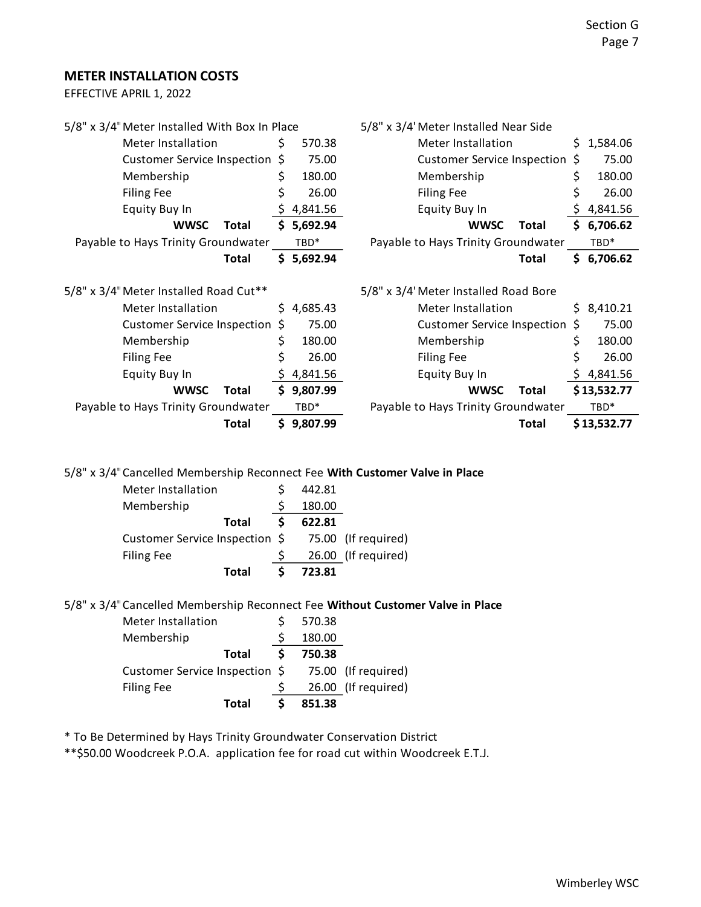## METER INSTALLATION COSTS

EFFECTIVE APRIL 1, 2022

**5/8" x 3/4" Meter Installed With Box In Place**

| Item | Amount |
|---|---|
| Meter Installation | $ 570.38 |
| Customer Service Inspection | $ 75.00 |
| Membership | $ 180.00 |
| Filing Fee | $ 26.00 |
| Equity Buy In | $ 4,841.56 |
| **WWSC Total** | **$ 5,692.94** |
| Payable to Hays Trinity Groundwater | TBD* |
| **Total** | **$ 5,692.94** |

**5/8" x 3/4' Meter Installed Near Side**

| Item | Amount |
|---|---|
| Meter Installation | $ 1,584.06 |
| Customer Service Inspection | $ 75.00 |
| Membership | $ 180.00 |
| Filing Fee | $ 26.00 |
| Equity Buy In | $ 4,841.56 |
| **WWSC Total** | **$ 6,706.62** |
| Payable to Hays Trinity Groundwater | TBD* |
| **Total** | **$ 6,706.62** |

**5/8" x 3/4" Meter Installed Road Cut****

| Item | Amount |
|---|---|
| Meter Installation | $ 4,685.43 |
| Customer Service Inspection | $ 75.00 |
| Membership | $ 180.00 |
| Filing Fee | $ 26.00 |
| Equity Buy In | $ 4,841.56 |
| **WWSC Total** | **$ 9,807.99** |
| Payable to Hays Trinity Groundwater | TBD* |
| **Total** | **$ 9,807.99** |

**5/8" x 3/4' Meter Installed Road Bore**

| Item | Amount |
|---|---|
| Meter Installation | $ 8,410.21 |
| Customer Service Inspection | $ 75.00 |
| Membership | $ 180.00 |
| Filing Fee | $ 26.00 |
| Equity Buy In | $ 4,841.56 |
| **WWSC Total** | **$ 13,532.77** |
| Payable to Hays Trinity Groundwater | TBD* |
| **Total** | **$ 13,532.77** |

5/8" x 3/4" Cancelled Membership Reconnect Fee **With Customer Valve in Place**

| Item | Amount | |
|---|---|---|
| Meter Installation | $ 442.81 | |
| Membership | $ 180.00 | |
| **Total** | **$ 622.81** | |
| Customer Service Inspection | $ 75.00 | (If required) |
| Filing Fee | $ 26.00 | (If required) |
| **Total** | **$ 723.81** | |

5/8" x 3/4" Cancelled Membership Reconnect Fee **Without Customer Valve in Place**

| Item | Amount | |
|---|---|---|
| Meter Installation | $ 570.38 | |
| Membership | $ 180.00 | |
| **Total** | **$ 750.38** | |
| Customer Service Inspection | $ 75.00 | (If required) |
| Filing Fee | $ 26.00 | (If required) |
| **Total** | **$ 851.38** | |

* To Be Determined by Hays Trinity Groundwater Conservation District

**$50.00 Woodcreek P.O.A. application fee for road cut within Woodcreek E.T.J.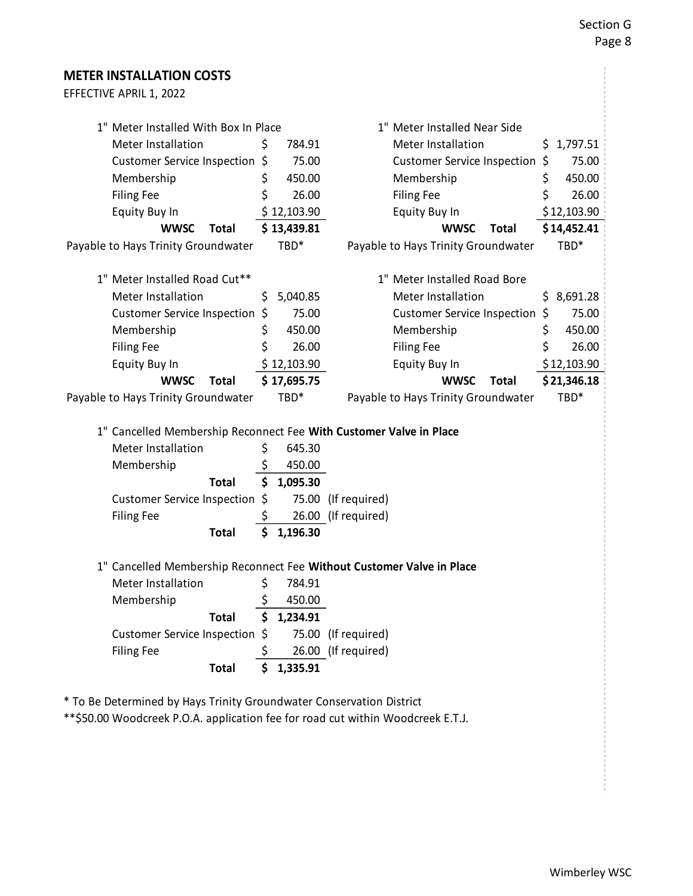## METER INSTALLATION COSTS

EFFECTIVE APRIL 1, 2022

| 1" Meter Installed With Box In Place | |
|---|---|
| Meter Installation | $ 784.91 |
| Customer Service Inspection | $ 75.00 |
| Membership | $ 450.00 |
| Filing Fee | $ 26.00 |
| Equity Buy In | $ 12,103.90 |
| **WWSC Total** | **$ 13,439.81** |
| Payable to Hays Trinity Groundwater | TBD* |

| 1" Meter Installed Near Side | |
|---|---|
| Meter Installation | $ 1,797.51 |
| Customer Service Inspection | $ 75.00 |
| Membership | $ 450.00 |
| Filing Fee | $ 26.00 |
| Equity Buy In | $ 12,103.90 |
| **WWSC Total** | **$ 14,452.41** |
| Payable to Hays Trinity Groundwater | TBD* |

| 1" Meter Installed Road Cut** | |
|---|---|
| Meter Installation | $ 5,040.85 |
| Customer Service Inspection | $ 75.00 |
| Membership | $ 450.00 |
| Filing Fee | $ 26.00 |
| Equity Buy In | $ 12,103.90 |
| **WWSC Total** | **$ 17,695.75** |
| Payable to Hays Trinity Groundwater | TBD* |

| 1" Meter Installed Road Bore | |
|---|---|
| Meter Installation | $ 8,691.28 |
| Customer Service Inspection | $ 75.00 |
| Membership | $ 450.00 |
| Filing Fee | $ 26.00 |
| Equity Buy In | $ 12,103.90 |
| **WWSC Total** | **$ 21,346.18** |
| Payable to Hays Trinity Groundwater | TBD* |

1" Cancelled Membership Reconnect Fee **With Customer Valve in Place**

| | | |
|---|---|---|
| Meter Installation | $ 645.30 | |
| Membership | $ 450.00 | |
| **Total** | **$ 1,095.30** | |
| Customer Service Inspection | $ 75.00 | (If required) |
| Filing Fee | $ 26.00 | (If required) |
| **Total** | **$ 1,196.30** | |

1" Cancelled Membership Reconnect Fee **Without Customer Valve in Place**

| | | |
|---|---|---|
| Meter Installation | $ 784.91 | |
| Membership | $ 450.00 | |
| **Total** | **$ 1,234.91** | |
| Customer Service Inspection | $ 75.00 | (If required) |
| Filing Fee | $ 26.00 | (If required) |
| **Total** | **$ 1,335.91** | |

* To Be Determined by Hays Trinity Groundwater Conservation District

**$50.00 Woodcreek P.O.A. application fee for road cut within Woodcreek E.T.J.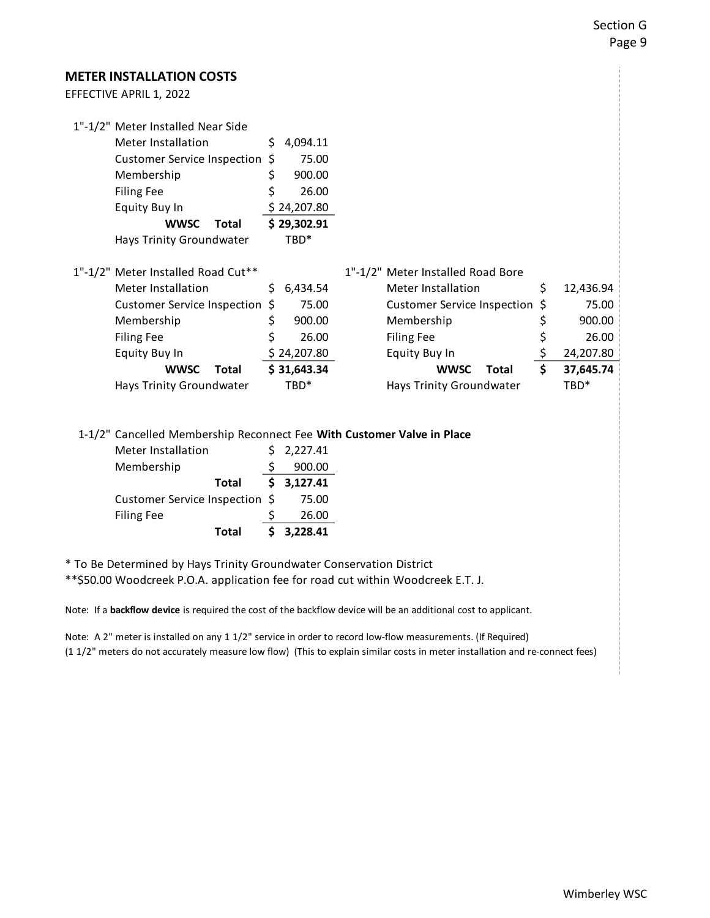## METER INSTALLATION COSTS

EFFECTIVE APRIL 1, 2022

**1"-1/2" Meter Installed Near Side**

| Item | Amount |
| --- | --- |
| Meter Installation | $ 4,094.11 |
| Customer Service Inspection | $ 75.00 |
| Membership | $ 900.00 |
| Filing Fee | $ 26.00 |
| Equity Buy In | $ 24,207.80 |
| **WWSC Total** | **$ 29,302.91** |
| Hays Trinity Groundwater | TBD* |

**1"-1/2" Meter Installed Road Cut****

| Item | Amount |
| --- | --- |
| Meter Installation | $ 6,434.54 |
| Customer Service Inspection | $ 75.00 |
| Membership | $ 900.00 |
| Filing Fee | $ 26.00 |
| Equity Buy In | $ 24,207.80 |
| **WWSC Total** | **$ 31,643.34** |
| Hays Trinity Groundwater | TBD* |

**1"-1/2" Meter Installed Road Bore**

| Item | Amount |
| --- | --- |
| Meter Installation | $ 12,436.94 |
| Customer Service Inspection | $ 75.00 |
| Membership | $ 900.00 |
| Filing Fee | $ 26.00 |
| Equity Buy In | $ 24,207.80 |
| **WWSC Total** | **$ 37,645.74** |
| Hays Trinity Groundwater | TBD* |

**1-1/2" Cancelled Membership Reconnect Fee With Customer Valve in Place**

| Item | Amount |
| --- | --- |
| Meter Installation | $ 2,227.41 |
| Membership | $ 900.00 |
| **Total** | **$ 3,127.41** |
| Customer Service Inspection | $ 75.00 |
| Filing Fee | $ 26.00 |
| **Total** | **$ 3,228.41** |

* To Be Determined by Hays Trinity Groundwater Conservation District

**$50.00 Woodcreek P.O.A. application fee for road cut within Woodcreek E.T. J.

Note: If a **backflow device** is required the cost of the backflow device will be an additional cost to applicant.

Note: A 2" meter is installed on any 1 1/2" service in order to record low-flow measurements. (If Required) (1 1/2" meters do not accurately measure low flow) (This to explain similar costs in meter installation and re-connect fees)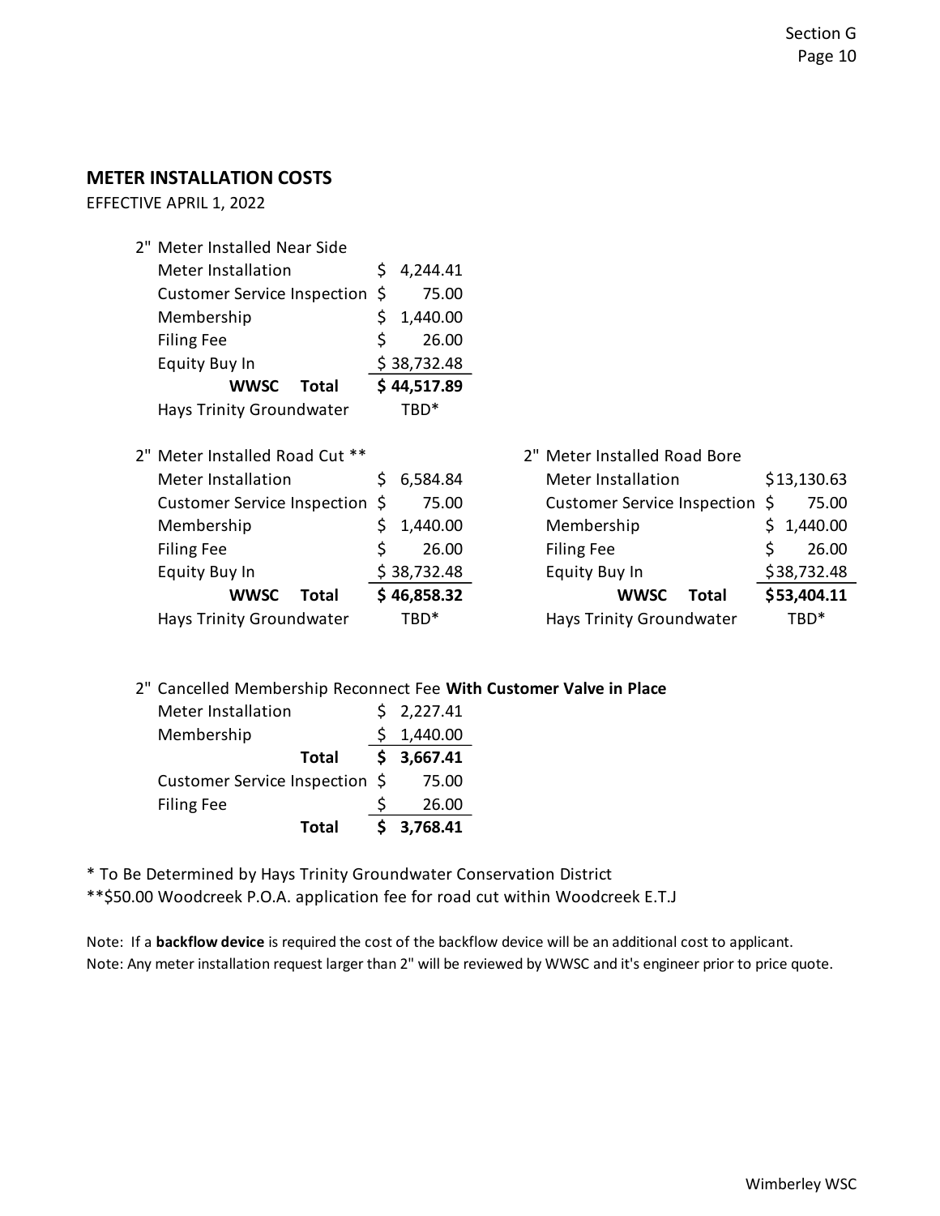## METER INSTALLATION COSTS

EFFECTIVE APRIL 1, 2022

| 2" Meter Installed Near Side | |
|---|---|
| Meter Installation | $ 4,244.41 |
| Customer Service Inspection | $ 75.00 |
| Membership | $ 1,440.00 |
| Filing Fee | $ 26.00 |
| Equity Buy In | $ 38,732.48 |
| **WWSC Total** | **$ 44,517.89** |
| Hays Trinity Groundwater | TBD* |

| 2" Meter Installed Road Cut ** | |
|---|---|
| Meter Installation | $ 6,584.84 |
| Customer Service Inspection | $ 75.00 |
| Membership | $ 1,440.00 |
| Filing Fee | $ 26.00 |
| Equity Buy In | $ 38,732.48 |
| **WWSC Total** | **$ 46,858.32** |
| Hays Trinity Groundwater | TBD* |

| 2" Meter Installed Road Bore | |
|---|---|
| Meter Installation | $13,130.63 |
| Customer Service Inspection | $ 75.00 |
| Membership | $ 1,440.00 |
| Filing Fee | $ 26.00 |
| Equity Buy In | $38,732.48 |
| **WWSC Total** | **$53,404.11** |
| Hays Trinity Groundwater | TBD* |

| 2" Cancelled Membership Reconnect Fee **With Customer Valve in Place** | |
|---|---|
| Meter Installation | $ 2,227.41 |
| Membership | $ 1,440.00 |
| **Total** | **$ 3,667.41** |
| Customer Service Inspection | $ 75.00 |
| Filing Fee | $ 26.00 |
| **Total** | **$ 3,768.41** |

\* To Be Determined by Hays Trinity Groundwater Conservation District

\*\*$50.00 Woodcreek P.O.A. application fee for road cut within Woodcreek E.T.J

Note: If a **backflow device** is required the cost of the backflow device will be an additional cost to applicant.

Note: Any meter installation request larger than 2" will be reviewed by WWSC and it's engineer prior to price quote.